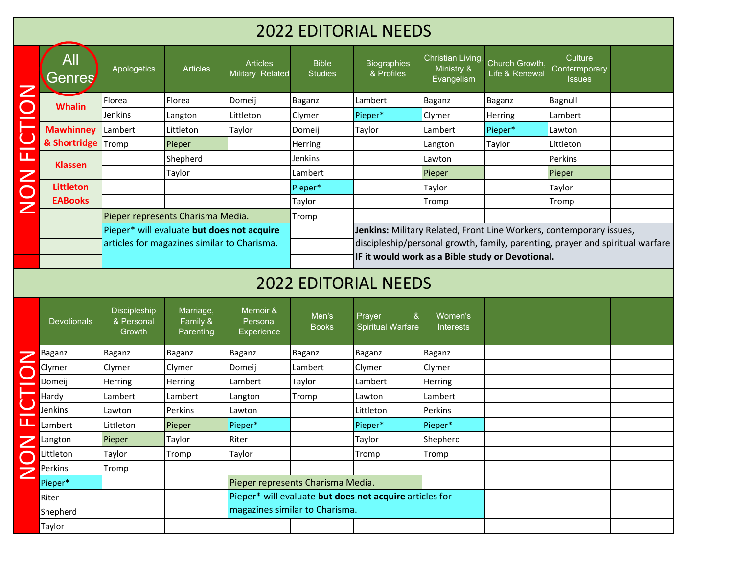# 2022 EDITORIAL NEEDS

## NON FICTION

| All Genres | Apologetics | Articles | Articles Military Related | Bible Studies | Biographies & Profiles | Christian Living, Ministry & Evangelism | Church Growth, Life & Renewal | Culture Contermporary Issues | |
|---|---|---|---|---|---|---|---|---|---|
| Whalin | Florea | Florea | Domeij | Baganz | Lambert | Baganz | Baganz | Bagnull | |
| | Jenkins | Langton | Littleton | Clymer | Pieper* | Clymer | Herring | Lambert | |
| Mawhinney & Shortridge | Lambert | Littleton | Taylor | Domeij | Taylor | Lambert | Pieper* | Lawton | |
| | Tromp | Pieper | | Herring | | Langton | Taylor | Littleton | |
| Klassen | | Shepherd | | Jenkins | | Lawton | | Perkins | |
| | | Taylor | | Lambert | | Pieper | | Pieper | |
| Littleton EABooks | | | | Pieper* | | Taylor | | Taylor | |
| | | | | Taylor | | Tromp | | Tromp | |
| | Pieper represents Charisma Media. | | | Tromp | | | | | |

Pieper* will evaluate **but does not acquire** articles for magazines similar to Charisma.

**Jenkins:** Military Related, Front Line Workers, contemporary issues, discipleship/personal growth, family, parenting, prayer and spiritual warfare **IF it would work as a Bible study or Devotional.**

# 2022 EDITORIAL NEEDS

## NON FICTION

| Devotionals | Discipleship & Personal Growth | Marriage, Family & Parenting | Memoir & Personal Experience | Men's Books | Prayer & Spiritual Warfare | Women's Interests | | | |
|---|---|---|---|---|---|---|---|---|---|
| Baganz | Baganz | Baganz | Baganz | Baganz | Baganz | Baganz | | | |
| Clymer | Clymer | Clymer | Domeij | Lambert | Clymer | Clymer | | | |
| Domeij | Herring | Herring | Lambert | Taylor | Lambert | Herring | | | |
| Hardy | Lambert | Lambert | Langton | Tromp | Lawton | Lambert | | | |
| Jenkins | Lawton | Perkins | Lawton | | Littleton | Perkins | | | |
| Lambert | Littleton | Pieper | Pieper* | | Pieper* | Pieper* | | | |
| Langton | Pieper | Taylor | Riter | | Taylor | Shepherd | | | |
| Littleton | Taylor | Tromp | Taylor | | Tromp | Tromp | | | |
| Perkins | Tromp | | | | | | | | |
| Pieper* | | | Pieper represents Charisma Media. | | | | | | |
| Riter | | | | | | | | | |
| Shepherd | | | | | | | | | |
| Taylor | | | | | | | | | |

Pieper* will evaluate **but does not acquire** articles for magazines similar to Charisma.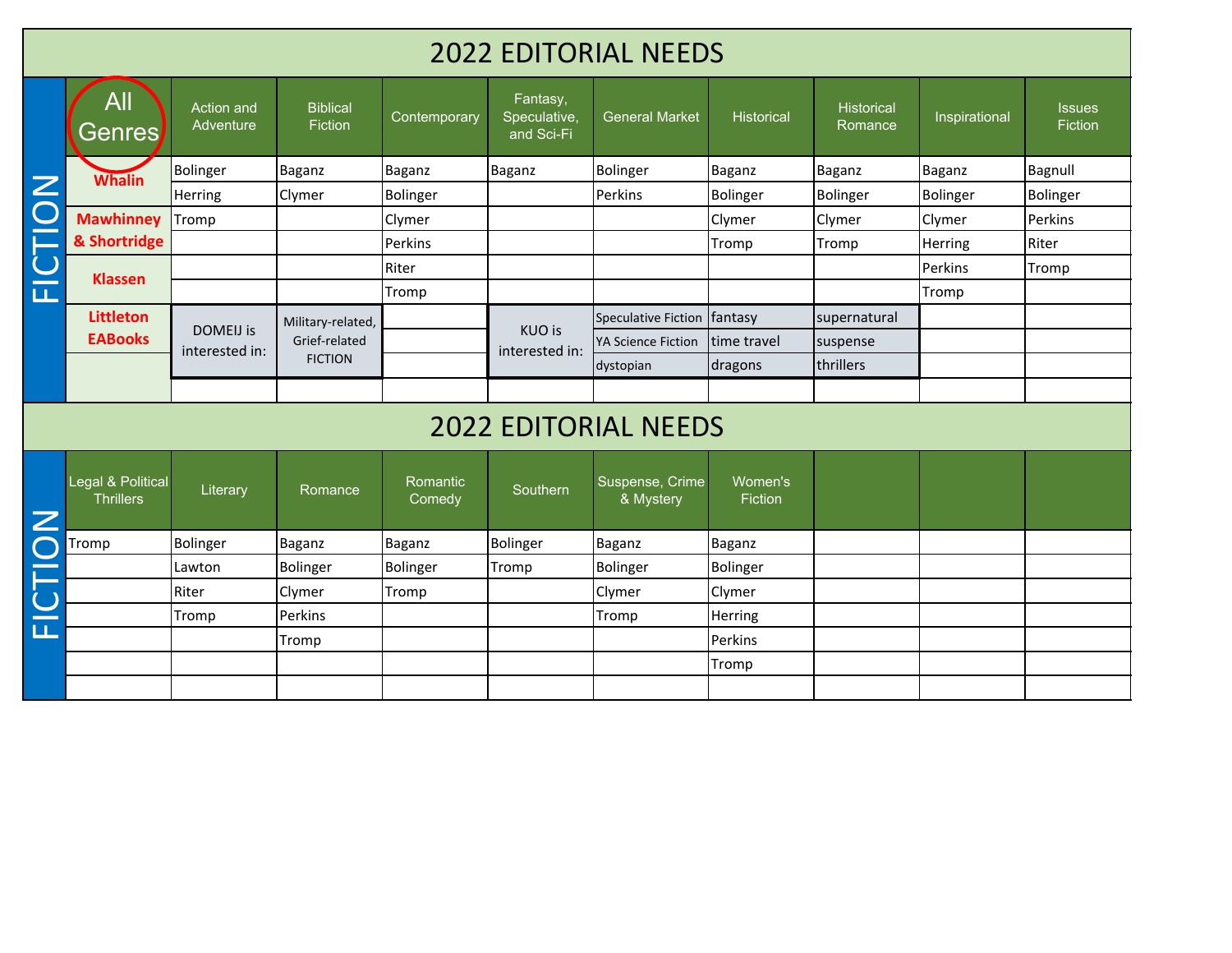# 2022 EDITORIAL NEEDS

## FICTION

| All Genres | Action and Adventure | Biblical Fiction | Contemporary | Fantasy, Speculative, and Sci-Fi | General Market | Historical | Historical Romance | Inspirational | Issues Fiction |
|---|---|---|---|---|---|---|---|---|---|
| Whalin | Bolinger | Baganz | Baganz | Baganz | Bolinger | Baganz | Baganz | Baganz | Bagnull |
| | Herring | Clymer | Bolinger | | Perkins | Bolinger | Bolinger | Bolinger | Bolinger |
| Mawhinney & Shortridge | Tromp | | Clymer | | | Clymer | Clymer | Clymer | Perkins |
| | | | Perkins | | | Tromp | Tromp | Herring | Riter |
| Klassen | | | Riter | | | | | Perkins | Tromp |
| | | | Tromp | | | | | Tromp | |
| Littleton EABooks | DOMEIJ is interested in: | Military-related, Grief-related FICTION | | KUO is interested in: | Speculative Fiction | fantasy | supernatural | | |
| | | | | | YA Science Fiction | time travel | suspense | | |
| | | | | | dystopian | dragons | thrillers | | |
| | | | | | | | | | |

# 2022 EDITORIAL NEEDS

## FICTION

| Legal & Political Thrillers | Literary | Romance | Romantic Comedy | Southern | Suspense, Crime & Mystery | Women's Fiction | | | |
|---|---|---|---|---|---|---|---|---|---|
| Tromp | Bolinger | Baganz | Baganz | Bolinger | Baganz | Baganz | | | |
| | Lawton | Bolinger | Bolinger | Tromp | Bolinger | Bolinger | | | |
| | Riter | Clymer | Tromp | | Clymer | Clymer | | | |
| | Tromp | Perkins | | | Tromp | Herring | | | |
| | | Tromp | | | | Perkins | | | |
| | | | | | | Tromp | | | |
| | | | | | | | | | |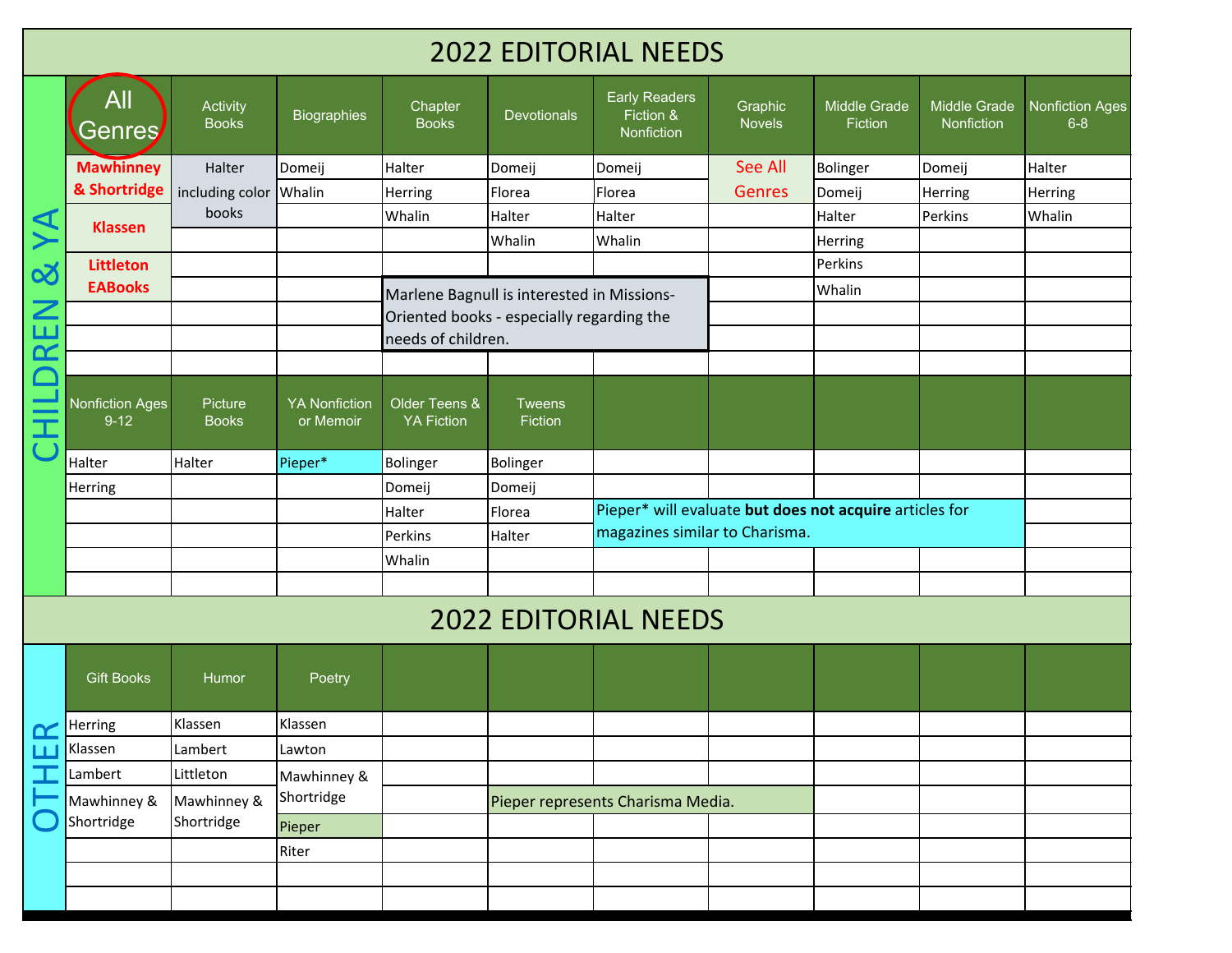# 2022 EDITORIAL NEEDS

## CHILDREN & YA

| All Genres | Activity Books | Biographies | Chapter Books | Devotionals | Early Readers Fiction & Nonfiction | Graphic Novels | Middle Grade Fiction | Middle Grade Nonfiction | Nonfiction Ages 6-8 |
|---|---|---|---|---|---|---|---|---|---|
| Mawhinney & Shortridge | Halter including color books | Domeij | Halter | Domeij | Domeij | See All Genres | Bolinger | Domeij | Halter |
| Klassen | | Whalin | Herring | Florea | Florea | | Domeij | Herring | Herring |
| Littleton | | | Whalin | Halter | Halter | | Halter | Perkins | Whalin |
| EABooks | | | | Whalin | Whalin | | Herring | | |
| | | | | | | | Perkins | | |
| | | | | | | | Whalin | | |

Marlene Bagnull is interested in Missions-Oriented books - especially regarding the needs of children.

| Nonfiction Ages 9-12 | Picture Books | YA Nonfiction or Memoir | Older Teens & YA Fiction | Tweens Fiction |
|---|---|---|---|---|
| Halter | Halter | Pieper* | Bolinger | Bolinger |
| Herring | | | Domeij | Domeij |
| | | | Halter | Florea |
| | | | Perkins | Halter |
| | | | Whalin | |

Pieper* will evaluate **but does not acquire** articles for magazines similar to Charisma.

# 2022 EDITORIAL NEEDS

## OTHER

| Gift Books | Humor | Poetry |
|---|---|---|
| Herring | Klassen | Klassen |
| Klassen | Lambert | Lawton |
| Lambert | Littleton | Mawhinney & Shortridge |
| Mawhinney & Shortridge | Mawhinney & Shortridge | Pieper |
| | | Riter |

Pieper represents Charisma Media.